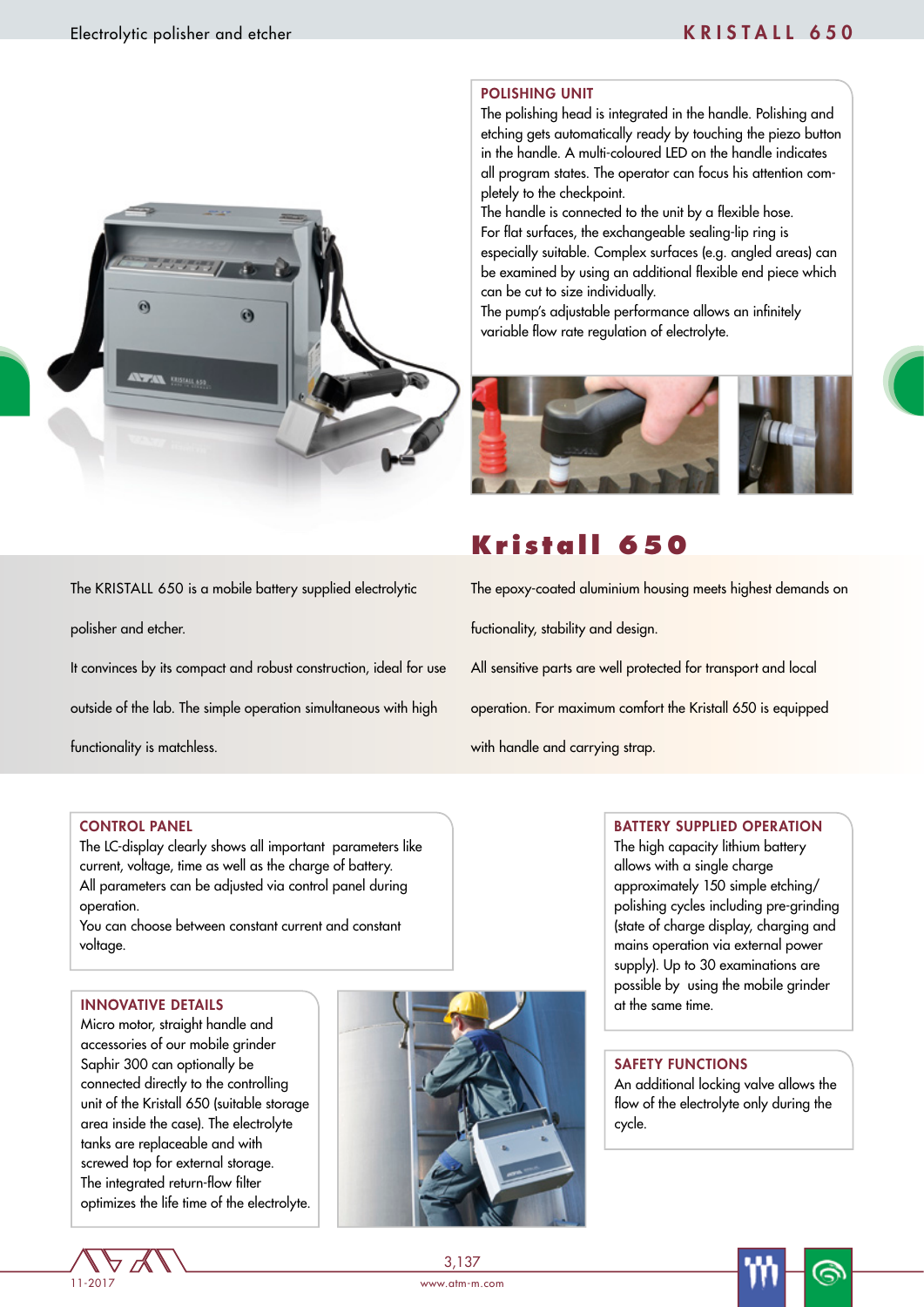# Kristall 650

Electrolytic polisher and etcher

## POLISHING UNIT

The polishing head is integrated in the handle. Polishing and etching gets automatically ready by touching the piezo button in the handle. A multi-coloured LED on the handle indicates all program states. The operator can focus his attention completely to the checkpoint.
The handle is connected to the unit by a flexible hose.
For flat surfaces, the exchangeable sealing-lip ring is especially suitable. Complex surfaces (e.g. angled areas) can be examined by using an additional flexible end piece which can be cut to size individually.
The pump's adjustable performance allows an infinitely variable flow rate regulation of electrolyte.

The KRISTALL 650 is a mobile battery supplied electrolytic polisher and etcher.

It convinces by its compact and robust construction, ideal for use outside of the lab. The simple operation simultaneous with high functionality is matchless.

The epoxy-coated aluminium housing meets highest demands on fuctionality, stability and design.

All sensitive parts are well protected for transport and local operation. For maximum comfort the Kristall 650 is equipped with handle and carrying strap.

## CONTROL PANEL

The LC-display clearly shows all important parameters like current, voltage, time as well as the charge of battery.
All parameters can be adjusted via control panel during operation.
You can choose between constant current and constant voltage.

## INNOVATIVE DETAILS

Micro motor, straight handle and accessories of our mobile grinder Saphir 300 can optionally be connected directly to the controlling unit of the Kristall 650 (suitable storage area inside the case). The electrolyte tanks are replaceable and with screwed top for external storage.
The integrated return-flow filter optimizes the life time of the electrolyte.

## BATTERY SUPPLIED OPERATION

The high capacity lithium battery allows with a single charge approximately 150 simple etching/polishing cycles including pre-grinding (state of charge display, charging and mains operation via external power supply). Up to 30 examinations are possible by using the mobile grinder at the same time.

## SAFETY FUNCTIONS

An additional locking valve allows the flow of the electrolyte only during the cycle.

11-2017

3,137

www.atm-m.com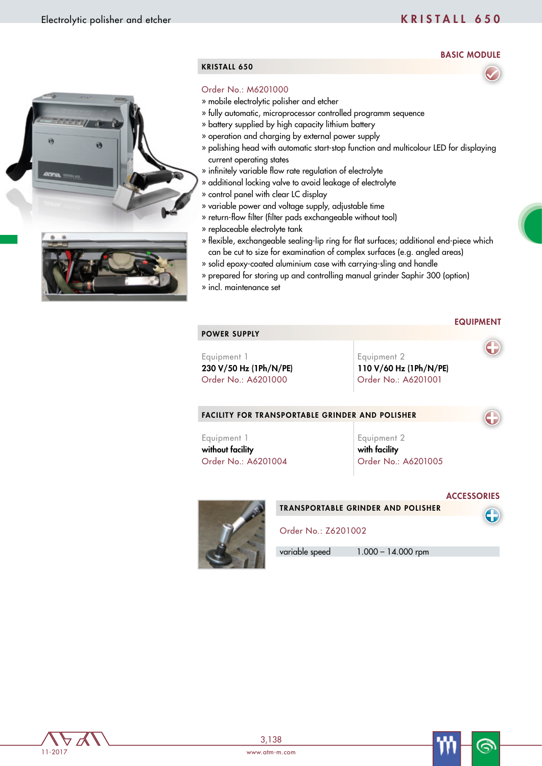# Electrolytic polisher and etcher

## KRISTALL 650

### BASIC MODULE

#### KRISTALL 650

Order No.: M6201000

- » mobile electrolytic polisher and etcher
- » fully automatic, microprocessor controlled programm sequence
- » battery supplied by high capacity lithium battery
- » operation and charging by external power supply
- » polishing head with automatic start-stop function and multicolour LED for displaying current operating states
- » infinitely variable flow rate regulation of electrolyte
- » additional locking valve to avoid leakage of electrolyte
- » control panel with clear LC display
- » variable power and voltage supply, adjustable time
- » return-flow filter (filter pads exchangeable without tool)
- » replaceable electrolyte tank
- » flexible, exchangeable sealing-lip ring for flat surfaces; additional end-piece which can be cut to size for examination of complex surfaces (e.g. angled areas)
- » solid epoxy-coated aluminium case with carrying-sling and handle
- » prepared for storing up and controlling manual grinder Saphir 300 (option)
- » incl. maintenance set

### EQUIPMENT

#### POWER SUPPLY

| Equipment 1 | Equipment 2 |
|---|---|
| **230 V/50 Hz (1Ph/N/PE)** | **110 V/60 Hz (1Ph/N/PE)** |
| Order No.: A6201000 | Order No.: A6201001 |

#### FACILITY FOR TRANSPORTABLE GRINDER AND POLISHER

| Equipment 1 | Equipment 2 |
|---|---|
| **without facility** | **with facility** |
| Order No.: A6201004 | Order No.: A6201005 |

### ACCESSORIES

#### TRANSPORTABLE GRINDER AND POLISHER

Order No.: Z6201002

| variable speed | 1.000 – 14.000 rpm |
|---|---|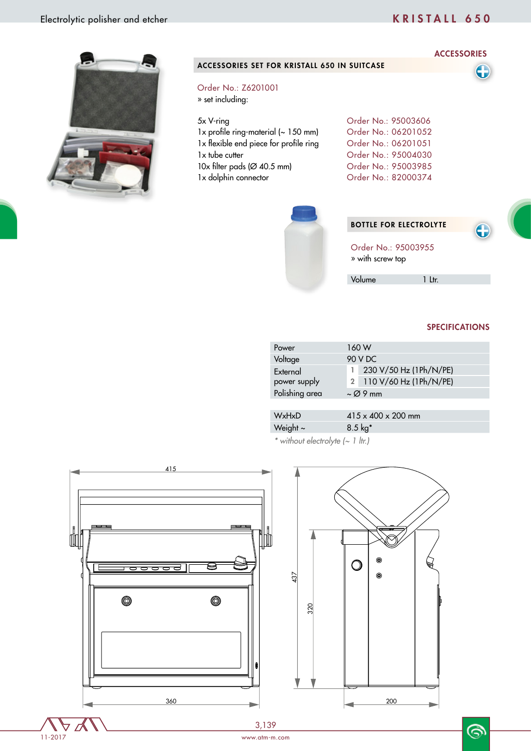## ACCESSORIES

### ACCESSORIES SET FOR KRISTALL 650 IN SUITCASE

Order No.: Z6201001
» set including:

| | |
|---|---|
| 5x V-ring | Order No.: 95003606 |
| 1x profile ring-material (~ 150 mm) | Order No.: 06201052 |
| 1x flexible end piece for profile ring | Order No.: 06201051 |
| 1x tube cutter | Order No.: 95004030 |
| 10x filter pads (Ø 40.5 mm) | Order No.: 95003985 |
| 1x dolphin connector | Order No.: 82000374 |

### BOTTLE FOR ELECTROLYTE

Order No.: 95003955
» with screw top

| | |
|---|---|
| Volume | 1 Ltr. |

## SPECIFICATIONS

| | | |
|---|---|---|
| Power | 160 W | |
| Voltage | 90 V DC | |
| External power supply | 1 | 230 V/50 Hz (1Ph/N/PE) |
| | 2 | 110 V/60 Hz (1Ph/N/PE) |
| Polishing area | ~ Ø 9 mm | |

| | |
|---|---|
| WxHxD | 415 x 400 x 200 mm |
| Weight ~ | 8.5 kg* |

*\* without electrolyte (~ 1 ltr.)*

415

360

437

320

200

11-2017

3,139

www.atm-m.com